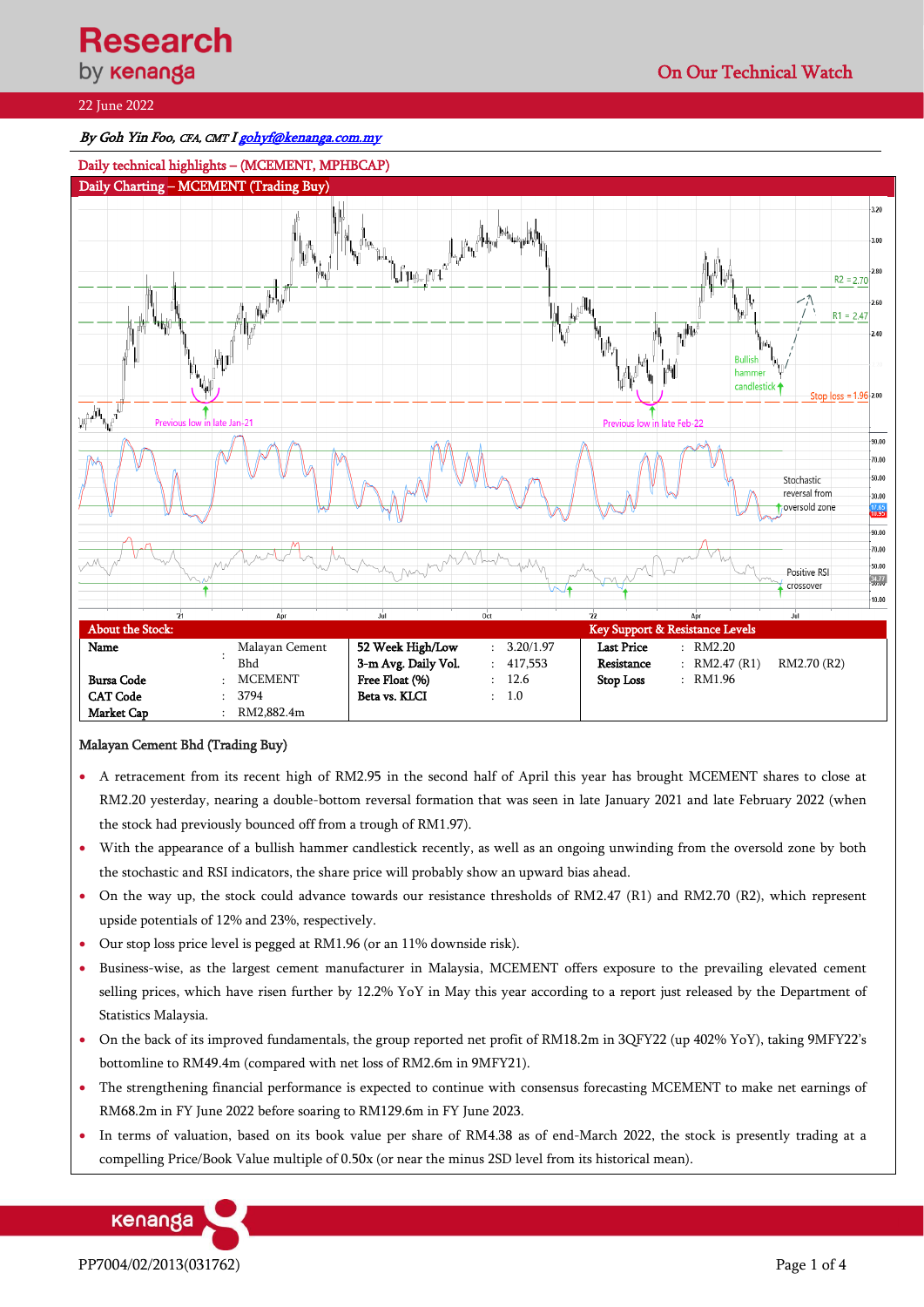22 June 2022

*By Goh Yin Foo, CFA, CMT I gohyf@kenanga.com.my*

## Daily technical highlights – (MCEMENT, MPHBCAP)

### Daily Charting – MCEMENT (Trading Buy)

| About the Stock: | | | | | Key Support & Resistance Levels | | |
|---|---|---|---|---|---|---|---|
| **Name** | : | Malayan Cement Bhd | **52 Week High/Low** | : 3.20/1.97 | **Last Price** | : RM2.20 | |
| | | | **3-m Avg. Daily Vol.** | : 417,553 | **Resistance** | : RM2.47 (R1) | RM2.70 (R2) |
| **Bursa Code** | : | MCEMENT | **Free Float (%)** | : 12.6 | **Stop Loss** | : RM1.96 | |
| **CAT Code** | : | 3794 | **Beta vs. KLCI** | : 1.0 | | | |
| **Market Cap** | : | RM2,882.4m | | | | | |

### Malayan Cement Bhd (Trading Buy)

- A retracement from its recent high of RM2.95 in the second half of April this year has brought MCEMENT shares to close at RM2.20 yesterday, nearing a double-bottom reversal formation that was seen in late January 2021 and late February 2022 (when the stock had previously bounced off from a trough of RM1.97).
- With the appearance of a bullish hammer candlestick recently, as well as an ongoing unwinding from the oversold zone by both the stochastic and RSI indicators, the share price will probably show an upward bias ahead.
- On the way up, the stock could advance towards our resistance thresholds of RM2.47 (R1) and RM2.70 (R2), which represent upside potentials of 12% and 23%, respectively.
- Our stop loss price level is pegged at RM1.96 (or an 11% downside risk).
- Business-wise, as the largest cement manufacturer in Malaysia, MCEMENT offers exposure to the prevailing elevated cement selling prices, which have risen further by 12.2% YoY in May this year according to a report just released by the Department of Statistics Malaysia.
- On the back of its improved fundamentals, the group reported net profit of RM18.2m in 3QFY22 (up 402% YoY), taking 9MFY22's bottomline to RM49.4m (compared with net loss of RM2.6m in 9MFY21).
- The strengthening financial performance is expected to continue with consensus forecasting MCEMENT to make net earnings of RM68.2m in FY June 2022 before soaring to RM129.6m in FY June 2023.
- In terms of valuation, based on its book value per share of RM4.38 as of end-March 2022, the stock is presently trading at a compelling Price/Book Value multiple of 0.50x (or near the minus 2SD level from its historical mean).

PP7004/02/2013(031762)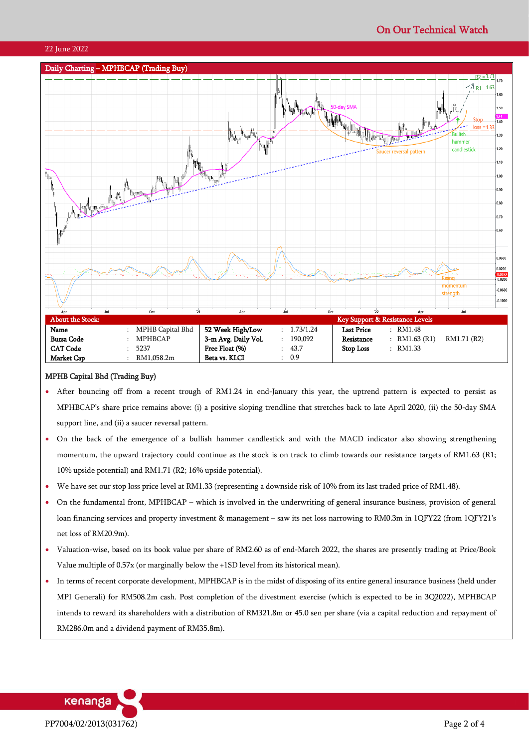## Daily Charting – MPHBCAP (Trading Buy)

| About the Stock: | | | | | | Key Support & Resistance Levels | | |
|---|---|---|---|---|---|---|---|---|
| Name | : | MPHB Capital Bhd | 52 Week High/Low | : | 1.73/1.24 | Last Price | : | RM1.48 |
| Bursa Code | : | MPHBCAP | 3-m Avg. Daily Vol. | : | 190,092 | Resistance | : | RM1.63 (R1) RM1.71 (R2) |
| CAT Code | : | 5237 | Free Float (%) | : | 43.7 | Stop Loss | : | RM1.33 |
| Market Cap | : | RM1,058.2m | Beta vs. KLCI | : | 0.9 | | | |

### MPHB Capital Bhd (Trading Buy)

- After bouncing off from a recent trough of RM1.24 in end-January this year, the uptrend pattern is expected to persist as MPHBCAP's share price remains above: (i) a positive sloping trendline that stretches back to late April 2020, (ii) the 50-day SMA support line, and (ii) a saucer reversal pattern.
- On the back of the emergence of a bullish hammer candlestick and with the MACD indicator also showing strengthening momentum, the upward trajectory could continue as the stock is on track to climb towards our resistance targets of RM1.63 (R1; 10% upside potential) and RM1.71 (R2; 16% upside potential).
- We have set our stop loss price level at RM1.33 (representing a downside risk of 10% from its last traded price of RM1.48).
- On the fundamental front, MPHBCAP – which is involved in the underwriting of general insurance business, provision of general loan financing services and property investment & management – saw its net loss narrowing to RM0.3m in 1QFY22 (from 1QFY21's net loss of RM20.9m).
- Valuation-wise, based on its book value per share of RM2.60 as of end-March 2022, the shares are presently trading at Price/Book Value multiple of 0.57x (or marginally below the +1SD level from its historical mean).
- In terms of recent corporate development, MPHBCAP is in the midst of disposing of its entire general insurance business (held under MPI Generali) for RM508.2m cash. Post completion of the divestment exercise (which is expected to be in 3Q2022), MPHBCAP intends to reward its shareholders with a distribution of RM321.8m or 45.0 sen per share (via a capital reduction and repayment of RM286.0m and a dividend payment of RM35.8m).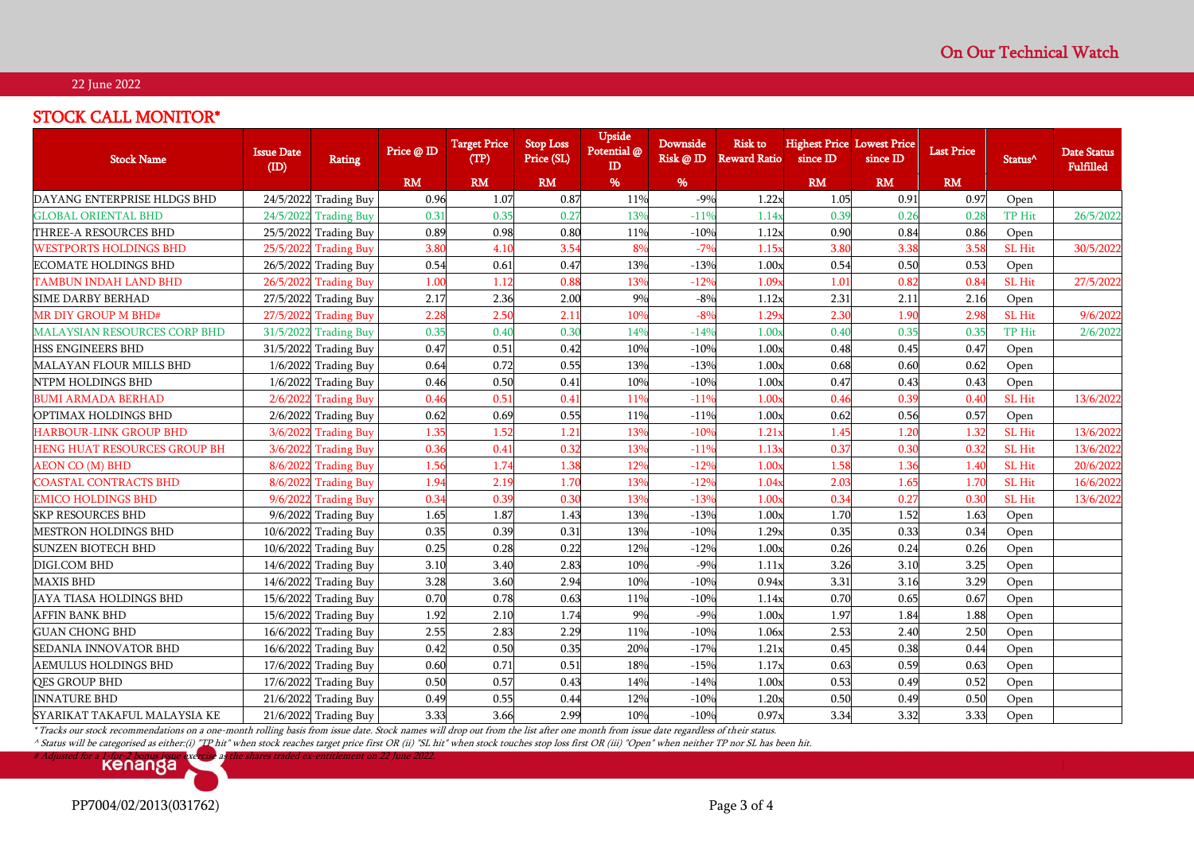On Our Technical Watch

22 June 2022

## STOCK CALL MONITOR*

| Stock Name | Issue Date (ID) | Rating | Price @ ID | Target Price (TP) | Stop Loss Price (SL) | Upside Potential @ ID | Downside Risk @ ID | Risk to Reward Ratio | Highest Price since ID | Lowest Price since ID | Last Price | Status^ | Date Status Fulfilled |
|---|---|---|---|---|---|---|---|---|---|---|---|---|---|
| | | | RM | RM | RM | % | % | | RM | RM | RM | | |
| DAYANG ENTERPRISE HLDGS BHD | 24/5/2022 | Trading Buy | 0.96 | 1.07 | 0.87 | 11% | -9% | 1.22x | 1.05 | 0.91 | 0.97 | Open | |
| GLOBAL ORIENTAL BHD | 24/5/2022 | Trading Buy | 0.31 | 0.35 | 0.27 | 13% | -11% | 1.14x | 0.39 | 0.26 | 0.28 | TP Hit | 26/5/2022 |
| THREE-A RESOURCES BHD | 25/5/2022 | Trading Buy | 0.89 | 0.98 | 0.80 | 11% | -10% | 1.12x | 0.90 | 0.84 | 0.86 | Open | |
| WESTPORTS HOLDINGS BHD | 25/5/2022 | Trading Buy | 3.80 | 4.10 | 3.54 | 8% | -7% | 1.15x | 3.80 | 3.38 | 3.58 | SL Hit | 30/5/2022 |
| ECOMATE HOLDINGS BHD | 26/5/2022 | Trading Buy | 0.54 | 0.61 | 0.47 | 13% | -13% | 1.00x | 0.54 | 0.50 | 0.53 | Open | |
| TAMBUN INDAH LAND BHD | 26/5/2022 | Trading Buy | 1.00 | 1.12 | 0.88 | 13% | -12% | 1.09x | 1.01 | 0.82 | 0.84 | SL Hit | 27/5/2022 |
| SIME DARBY BERHAD | 27/5/2022 | Trading Buy | 2.17 | 2.36 | 2.00 | 9% | -8% | 1.12x | 2.31 | 2.11 | 2.16 | Open | |
| MR DIY GROUP M BHD# | 27/5/2022 | Trading Buy | 2.28 | 2.50 | 2.11 | 10% | -8% | 1.29x | 2.30 | 1.90 | 2.98 | SL Hit | 9/6/2022 |
| MALAYSIAN RESOURCES CORP BHD | 31/5/2022 | Trading Buy | 0.35 | 0.40 | 0.30 | 14% | -14% | 1.00x | 0.40 | 0.35 | 0.35 | TP Hit | 2/6/2022 |
| HSS ENGINEERS BHD | 31/5/2022 | Trading Buy | 0.47 | 0.51 | 0.42 | 10% | -10% | 1.00x | 0.48 | 0.45 | 0.47 | Open | |
| MALAYAN FLOUR MILLS BHD | 1/6/2022 | Trading Buy | 0.64 | 0.72 | 0.55 | 13% | -13% | 1.00x | 0.68 | 0.60 | 0.62 | Open | |
| NTPM HOLDINGS BHD | 1/6/2022 | Trading Buy | 0.46 | 0.50 | 0.41 | 10% | -10% | 1.00x | 0.47 | 0.43 | 0.43 | Open | |
| BUMI ARMADA BERHAD | 2/6/2022 | Trading Buy | 0.46 | 0.51 | 0.41 | 11% | -11% | 1.00x | 0.46 | 0.39 | 0.40 | SL Hit | 13/6/2022 |
| OPTIMAX HOLDINGS BHD | 2/6/2022 | Trading Buy | 0.62 | 0.69 | 0.55 | 11% | -11% | 1.00x | 0.62 | 0.56 | 0.57 | Open | |
| HARBOUR-LINK GROUP BHD | 3/6/2022 | Trading Buy | 1.35 | 1.52 | 1.21 | 13% | -10% | 1.21x | 1.45 | 1.20 | 1.32 | SL Hit | 13/6/2022 |
| HENG HUAT RESOURCES GROUP BH | 3/6/2022 | Trading Buy | 0.36 | 0.41 | 0.32 | 13% | -11% | 1.13x | 0.37 | 0.30 | 0.32 | SL Hit | 13/6/2022 |
| AEON CO (M) BHD | 8/6/2022 | Trading Buy | 1.56 | 1.74 | 1.38 | 12% | -12% | 1.00x | 1.58 | 1.36 | 1.40 | SL Hit | 20/6/2022 |
| COASTAL CONTRACTS BHD | 8/6/2022 | Trading Buy | 1.94 | 2.19 | 1.70 | 13% | -12% | 1.04x | 2.03 | 1.65 | 1.70 | SL Hit | 16/6/2022 |
| EMICO HOLDINGS BHD | 9/6/2022 | Trading Buy | 0.34 | 0.39 | 0.30 | 13% | -13% | 1.00x | 0.34 | 0.27 | 0.30 | SL Hit | 13/6/2022 |
| SKP RESOURCES BHD | 9/6/2022 | Trading Buy | 1.65 | 1.87 | 1.43 | 13% | -13% | 1.00x | 1.70 | 1.52 | 1.63 | Open | |
| MESTRON HOLDINGS BHD | 10/6/2022 | Trading Buy | 0.35 | 0.39 | 0.31 | 13% | -10% | 1.29x | 0.35 | 0.33 | 0.34 | Open | |
| SUNZEN BIOTECH BHD | 10/6/2022 | Trading Buy | 0.25 | 0.28 | 0.22 | 12% | -12% | 1.00x | 0.26 | 0.24 | 0.26 | Open | |
| DIGI.COM BHD | 14/6/2022 | Trading Buy | 3.10 | 3.40 | 2.83 | 10% | -9% | 1.11x | 3.26 | 3.10 | 3.25 | Open | |
| MAXIS BHD | 14/6/2022 | Trading Buy | 3.28 | 3.60 | 2.94 | 10% | -10% | 0.94x | 3.31 | 3.16 | 3.29 | Open | |
| JAYA TIASA HOLDINGS BHD | 15/6/2022 | Trading Buy | 0.70 | 0.78 | 0.63 | 11% | -10% | 1.14x | 0.70 | 0.65 | 0.67 | Open | |
| AFFIN BANK BHD | 15/6/2022 | Trading Buy | 1.92 | 2.10 | 1.74 | 9% | -9% | 1.00x | 1.97 | 1.84 | 1.88 | Open | |
| GUAN CHONG BHD | 16/6/2022 | Trading Buy | 2.55 | 2.83 | 2.29 | 11% | -10% | 1.06x | 2.53 | 2.40 | 2.50 | Open | |
| SEDANIA INNOVATOR BHD | 16/6/2022 | Trading Buy | 0.42 | 0.50 | 0.35 | 20% | -17% | 1.21x | 0.45 | 0.38 | 0.44 | Open | |
| AEMULUS HOLDINGS BHD | 17/6/2022 | Trading Buy | 0.60 | 0.71 | 0.51 | 18% | -15% | 1.17x | 0.63 | 0.59 | 0.63 | Open | |
| QES GROUP BHD | 17/6/2022 | Trading Buy | 0.50 | 0.57 | 0.43 | 14% | -14% | 1.00x | 0.53 | 0.49 | 0.52 | Open | |
| INNATURE BHD | 21/6/2022 | Trading Buy | 0.49 | 0.55 | 0.44 | 12% | -10% | 1.20x | 0.50 | 0.49 | 0.50 | Open | |
| SYARIKAT TAKAFUL MALAYSIA KE | 21/6/2022 | Trading Buy | 3.33 | 3.66 | 2.99 | 10% | -10% | 0.97x | 3.34 | 3.32 | 3.33 | Open | |

*\* Tracks our stock recommendations on a one-month rolling basis from issue date. Stock names will drop out from the list after one month from issue date regardless of their status.*

*^ Status will be categorised as either:(i) "TP hit" when stock reaches target price first OR (ii) "SL hit" when stock touches stop loss first OR (iii) "Open" when neither TP nor SL has been hit.*

*# Adjusted for a 1-for-2 bonus issue exercise as the shares traded ex-entitlement on 22 June 2022.*

PP7004/02/2013(031762)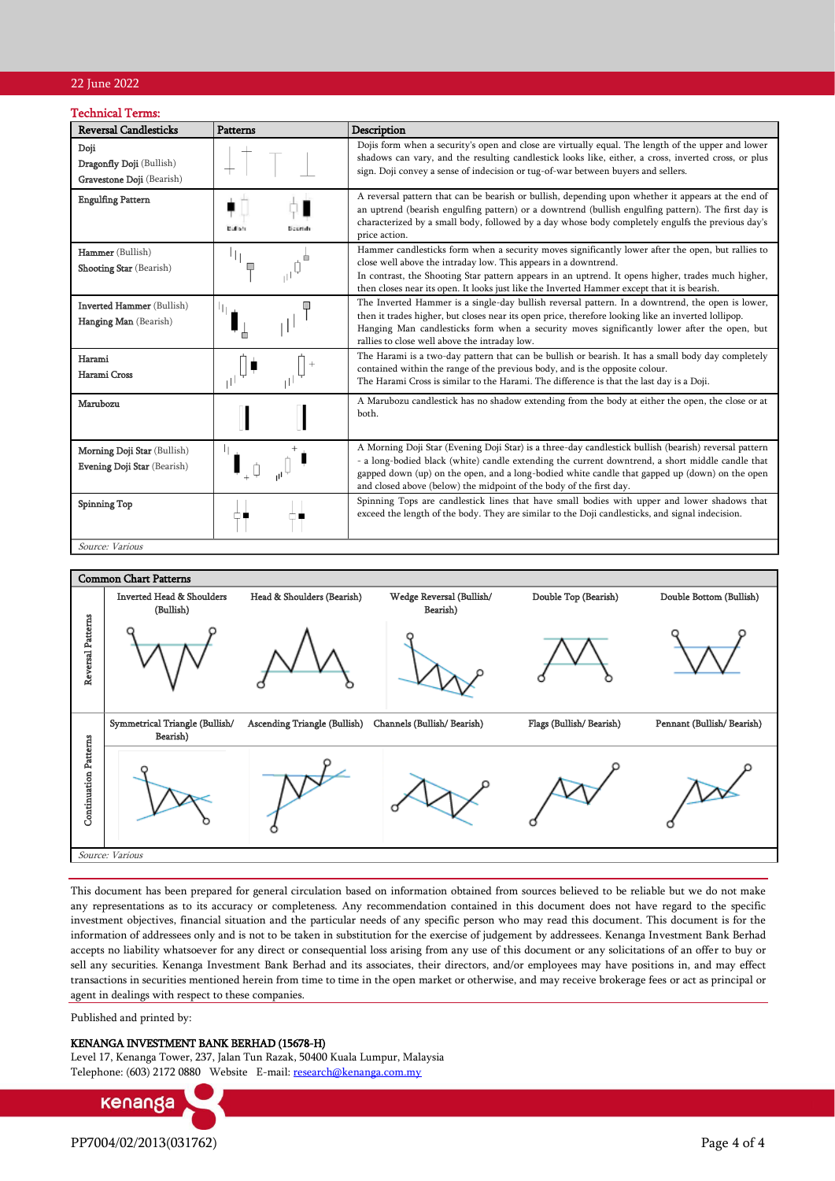22 June 2022

## Technical Terms:

| Reversal Candlesticks | Patterns | Description |
|---|---|---|
| **Doji**<br>**Dragonfly Doji** (Bullish)<br>**Gravestone Doji** (Bearish) | | Dojis form when a security's open and close are virtually equal. The length of the upper and lower shadows can vary, and the resulting candlestick looks like, either, a cross, inverted cross, or plus sign. Doji convey a sense of indecision or tug-of-war between buyers and sellers. |
| **Engulfing Pattern** | Bullish Bearish | A reversal pattern that can be bearish or bullish, depending upon whether it appears at the end of an uptrend (bearish engulfing pattern) or a downtrend (bullish engulfing pattern). The first day is characterized by a small body, followed by a day whose body completely engulfs the previous day's price action. |
| **Hammer** (Bullish)<br>**Shooting Star** (Bearish) | | Hammer candlesticks form when a security moves significantly lower after the open, but rallies to close well above the intraday low. This appears in a downtrend.<br>In contrast, the Shooting Star pattern appears in an uptrend. It opens higher, trades much higher, then closes near its open. It looks just like the Inverted Hammer except that it is bearish. |
| **Inverted Hammer** (Bullish)<br>**Hanging Man** (Bearish) | | The Inverted Hammer is a single-day bullish reversal pattern. In a downtrend, the open is lower, then it trades higher, but closes near its open price, therefore looking like an inverted lollipop.<br>Hanging Man candlesticks form when a security moves significantly lower after the open, but rallies to close well above the intraday low. |
| **Harami**<br>**Harami Cross** | | The Harami is a two-day pattern that can be bullish or bearish. It has a small body day completely contained within the range of the previous body, and is the opposite colour.<br>The Harami Cross is similar to the Harami. The difference is that the last day is a Doji. |
| **Marubozu** | | A Marubozu candlestick has no shadow extending from the body at either the open, the close or at both. |
| **Morning Doji Star** (Bullish)<br>**Evening Doji Star** (Bearish) | | A Morning Doji Star (Evening Doji Star) is a three-day candlestick bullish (bearish) reversal pattern - a long-bodied black (white) candle extending the current downtrend, a short middle candle that gapped down (up) on the open, and a long-bodied white candle that gapped up (down) on the open and closed above (below) the midpoint of the body of the first day. |
| **Spinning Top** | | Spinning Tops are candlestick lines that have small bodies with upper and lower shadows that exceed the length of the body. They are similar to the Doji candlesticks, and signal indecision. |

*Source: Various*

**Common Chart Patterns**

Reversal Patterns

Inverted Head & Shoulders (Bullish)

Head & Shoulders (Bearish)

Wedge Reversal (Bullish/ Bearish)

Double Top (Bearish)

Double Bottom (Bullish)

Continuation Patterns

Symmetrical Triangle (Bullish/ Bearish)

Ascending Triangle (Bullish)

Channels (Bullish/ Bearish)

Flags (Bullish/ Bearish)

Pennant (Bullish/ Bearish)

*Source: Various*

This document has been prepared for general circulation based on information obtained from sources believed to be reliable but we do not make any representations as to its accuracy or completeness. Any recommendation contained in this document does not have regard to the specific investment objectives, the financial situation and the particular needs of any specific person who may read this document. This document is for the information of addressees only and is not to be taken in substitution for the exercise of judgement by addressees. Kenanga Investment Bank Berhad accepts no liability whatsoever for any direct or consequential loss arising from any use of this document or any solicitations of an offer to buy or sell any securities. Kenanga Investment Bank Berhad and its associates, their directors, and/or employees may have positions in, and may effect transactions in securities mentioned herein from time to time in the open market or otherwise, and may receive brokerage fees or act as principal or agent in dealings with respect to these companies.

Published and printed by:

**KENANGA INVESTMENT BANK BERHAD (15678-H)**
Level 17, Kenanga Tower, 237, Jalan Tun Razak, 50400 Kuala Lumpur, Malaysia
Telephone: (603) 2172 0880 Website E-mail: research@kenanga.com.my

kenanga

PP7004/02/2013(031762)